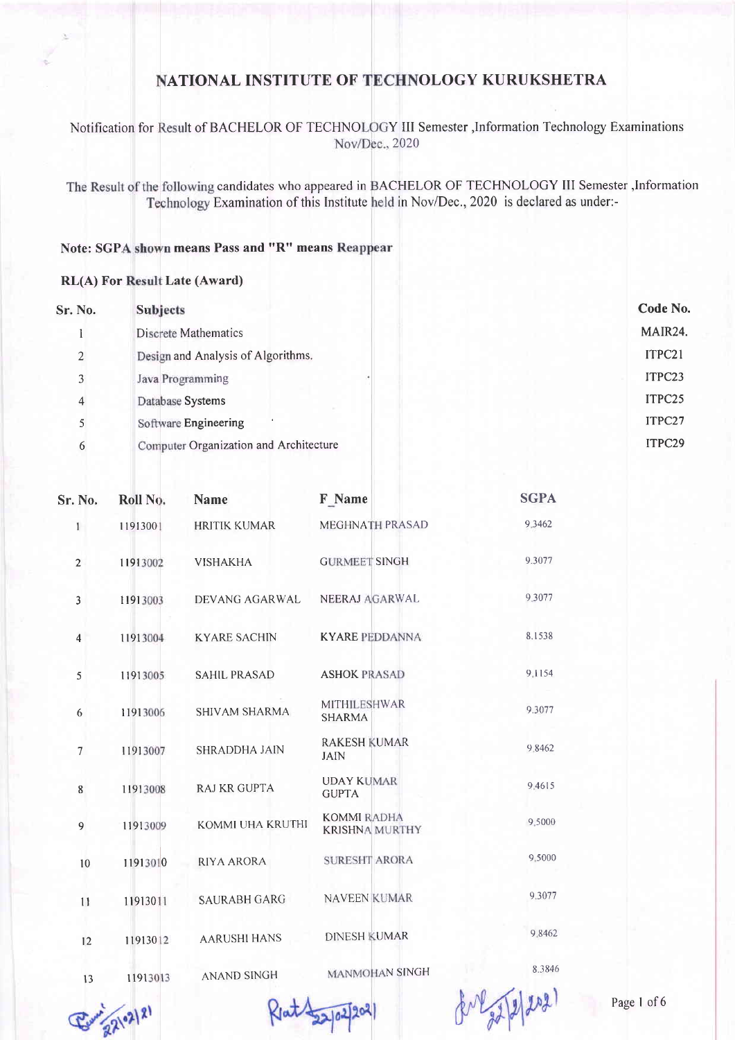# NATIONAL INSTITUTE OF TECHNOLOGY KURUKSHETRA

Notification for Result of BACHELOR OF TECHNOLOGY III Semester ,Information Technology Examinations Nov/Dec., 2020

The Result of the following candidates who appeared in BACHELOR OF TECHNOLOGY III Semester ,Information Technology Examination of this Institute held in Nov/Dec., 2020 is declared as under:-

**Note: SGPA shown means Pass and "R" means Reappear**

**RL(A) For Result Late (Award)**

| Sr. No. | Subjects | Code No. |
|---|---|---|
| 1 | Discrete Mathematics | MAIR24. |
| 2 | Design and Analysis of Algorithms. | ITPC21 |
| 3 | Java Programming | ITPC23 |
| 4 | Database Systems | ITPC25 |
| 5 | Software Engineering | ITPC27 |
| 6 | Computer Organization and Architecture | ITPC29 |

| Sr. No. | Roll No. | Name | F_Name | SGPA |
|---|---|---|---|---|
| 1 | 11913001 | HRITIK KUMAR | MEGHNATH PRASAD | 9.3462 |
| 2 | 11913002 | VISHAKHA | GURMEET SINGH | 9.3077 |
| 3 | 11913003 | DEVANG AGARWAL | NEERAJ AGARWAL | 9.3077 |
| 4 | 11913004 | KYARE SACHIN | KYARE PEDDANNA | 8.1538 |
| 5 | 11913005 | SAHIL PRASAD | ASHOK PRASAD | 9.1154 |
| 6 | 11913006 | SHIVAM SHARMA | MITHILESHWAR SHARMA | 9.3077 |
| 7 | 11913007 | SHRADDHA JAIN | RAKESH KUMAR JAIN | 9.8462 |
| 8 | 11913008 | RAJ KR GUPTA | UDAY KUMAR GUPTA | 9.4615 |
| 9 | 11913009 | KOMMI UHA KRUTHI | KOMMI RADHA KRISHNA MURTHY | 9.5000 |
| 10 | 11913010 | RIYA ARORA | SURESHT ARORA | 9.5000 |
| 11 | 11913011 | SAURABH GARG | NAVEEN KUMAR | 9.3077 |
| 12 | 11913012 | AARUSHI HANS | DINESH KUMAR | 9.8462 |
| 13 | 11913013 | ANAND SINGH | MANMOHAN SINGH | 8.3846 |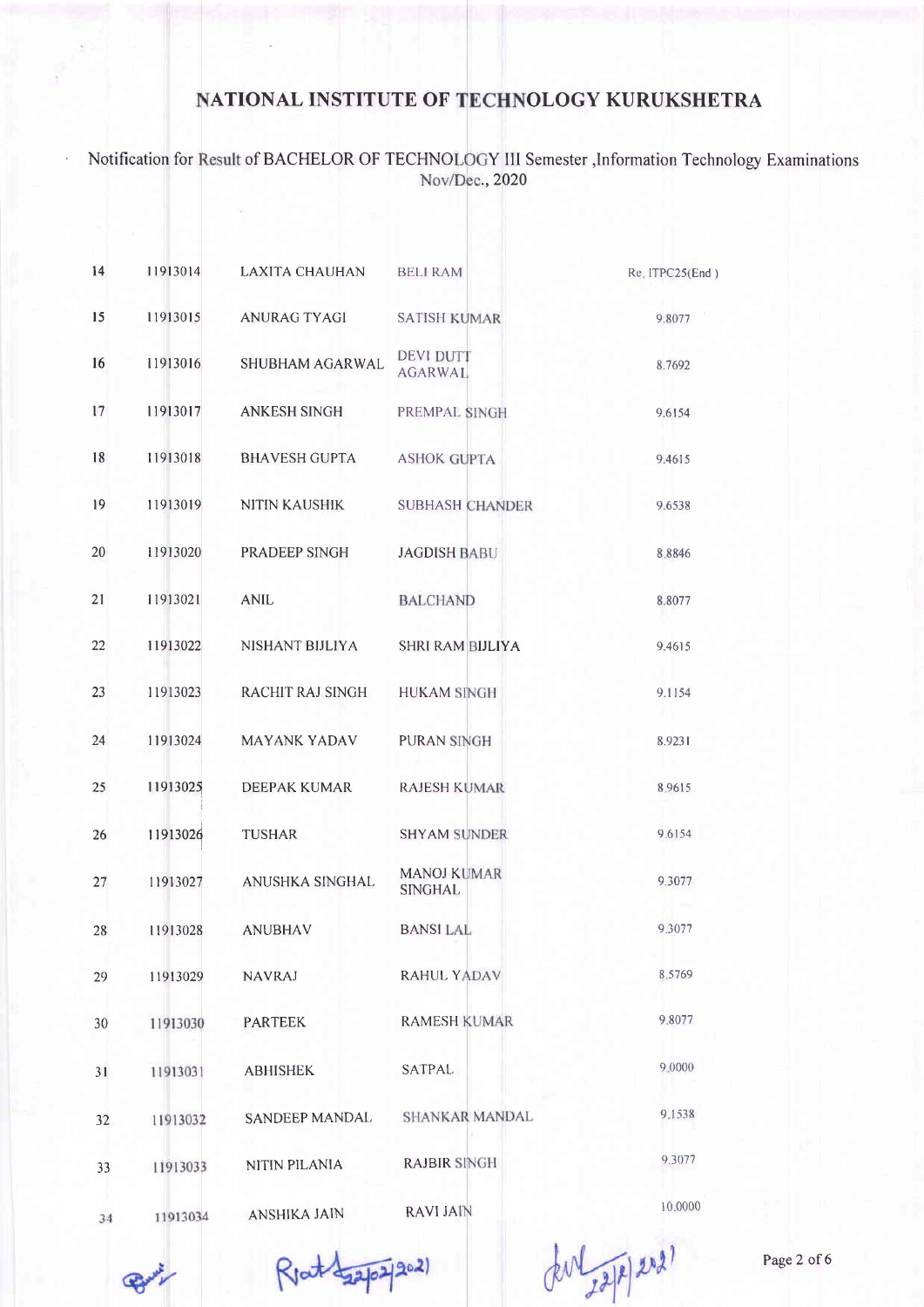# NATIONAL INSTITUTE OF TECHNOLOGY KURUKSHETRA

Notification for Result of BACHELOR OF TECHNOLOGY III Semester ,Information Technology Examinations Nov/Dec., 2020

| | | | | |
|---|---|---|---|---|
| 14 | 11913014 | LAXITA CHAUHAN | BELI RAM | Re, ITPC25(End ) |
| 15 | 11913015 | ANURAG TYAGI | SATISH KUMAR | 9.8077 |
| 16 | 11913016 | SHUBHAM AGARWAL | DEVI DUTT AGARWAL | 8.7692 |
| 17 | 11913017 | ANKESH SINGH | PREMPAL SINGH | 9.6154 |
| 18 | 11913018 | BHAVESH GUPTA | ASHOK GUPTA | 9.4615 |
| 19 | 11913019 | NITIN KAUSHIK | SUBHASH CHANDER | 9.6538 |
| 20 | 11913020 | PRADEEP SINGH | JAGDISH BABU | 8.8846 |
| 21 | 11913021 | ANIL | BALCHAND | 8.8077 |
| 22 | 11913022 | NISHANT BIJLIYA | SHRI RAM BIJLIYA | 9.4615 |
| 23 | 11913023 | RACHIT RAJ SINGH | HUKAM SINGH | 9.1154 |
| 24 | 11913024 | MAYANK YADAV | PURAN SINGH | 8.9231 |
| 25 | 11913025 | DEEPAK KUMAR | RAJESH KUMAR | 8.9615 |
| 26 | 11913026 | TUSHAR | SHYAM SUNDER | 9.6154 |
| 27 | 11913027 | ANUSHKA SINGHAL | MANOJ KUMAR SINGHAL | 9.3077 |
| 28 | 11913028 | ANUBHAV | BANSI LAL | 9.3077 |
| 29 | 11913029 | NAVRAJ | RAHUL YADAV | 8.5769 |
| 30 | 11913030 | PARTEEK | RAMESH KUMAR | 9.8077 |
| 31 | 11913031 | ABHISHEK | SATPAL | 9.0000 |
| 32 | 11913032 | SANDEEP MANDAL | SHANKAR MANDAL | 9.1538 |
| 33 | 11913033 | NITIN PILANIA | RAJBIR SINGH | 9.3077 |
| 34 | 11913034 | ANSHIKA JAIN | RAVI JAIN | 10.0000 |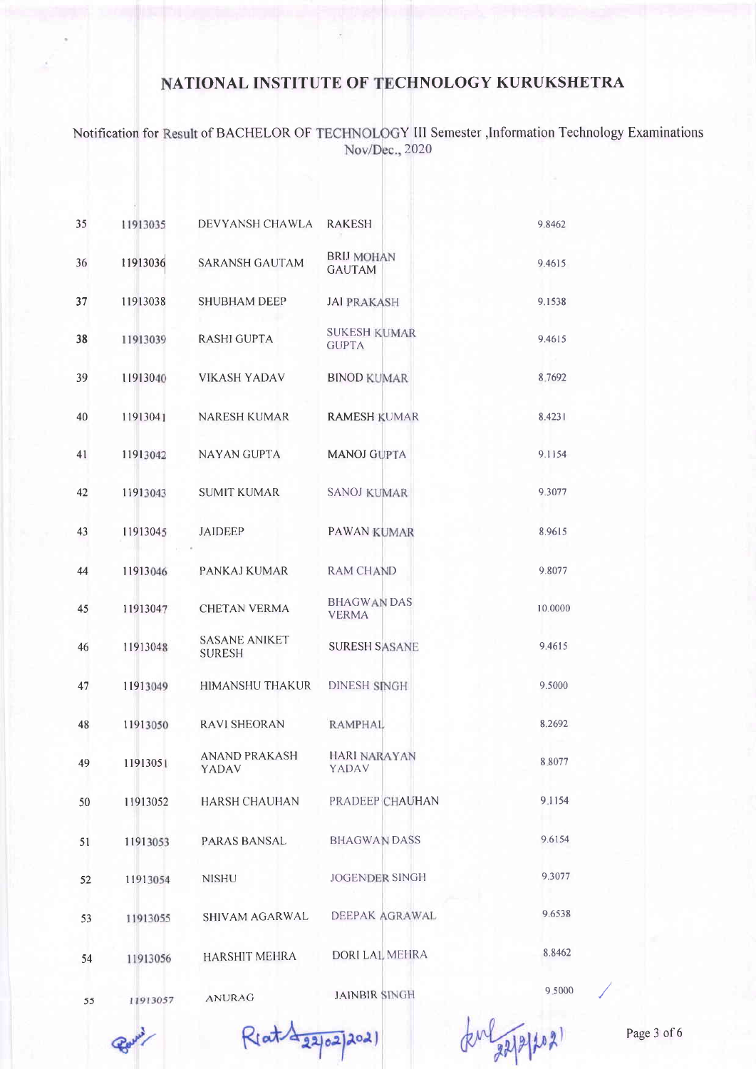# NATIONAL INSTITUTE OF TECHNOLOGY KURUKSHETRA

Notification for Result of BACHELOR OF TECHNOLOGY III Semester ,Information Technology Examinations Nov/Dec., 2020

| | | | | |
|---|---|---|---|---|
| 35 | 11913035 | DEVYANSH CHAWLA | RAKESH | 9.8462 |
| 36 | 11913036 | SARANSH GAUTAM | BRIJ MOHAN GAUTAM | 9.4615 |
| 37 | 11913038 | SHUBHAM DEEP | JAI PRAKASH | 9.1538 |
| 38 | 11913039 | RASHI GUPTA | SUKESH KUMAR GUPTA | 9.4615 |
| 39 | 11913040 | VIKASH YADAV | BINOD KUMAR | 8.7692 |
| 40 | 11913041 | NARESH KUMAR | RAMESH KUMAR | 8.4231 |
| 41 | 11913042 | NAYAN GUPTA | MANOJ GUPTA | 9.1154 |
| 42 | 11913043 | SUMIT KUMAR | SANOJ KUMAR | 9.3077 |
| 43 | 11913045 | JAIDEEP | PAWAN KUMAR | 8.9615 |
| 44 | 11913046 | PANKAJ KUMAR | RAM CHAND | 9.8077 |
| 45 | 11913047 | CHETAN VERMA | BHAGWAN DAS VERMA | 10.0000 |
| 46 | 11913048 | SASANE ANIKET SURESH | SURESH SASANE | 9.4615 |
| 47 | 11913049 | HIMANSHU THAKUR | DINESH SINGH | 9.5000 |
| 48 | 11913050 | RAVI SHEORAN | RAMPHAL | 8.2692 |
| 49 | 11913051 | ANAND PRAKASH YADAV | HARI NARAYAN YADAV | 8.8077 |
| 50 | 11913052 | HARSH CHAUHAN | PRADEEP CHAUHAN | 9.1154 |
| 51 | 11913053 | PARAS BANSAL | BHAGWAN DASS | 9.6154 |
| 52 | 11913054 | NISHU | JOGENDER SINGH | 9.3077 |
| 53 | 11913055 | SHIVAM AGARWAL | DEEPAK AGRAWAL | 9.6538 |
| 54 | 11913056 | HARSHIT MEHRA | DORI LAL MEHRA | 8.8462 |
| 55 | 11913057 | ANURAG | JAINBIR SINGH | 9.5000 |

Riat 22/02/2021

22/2/2021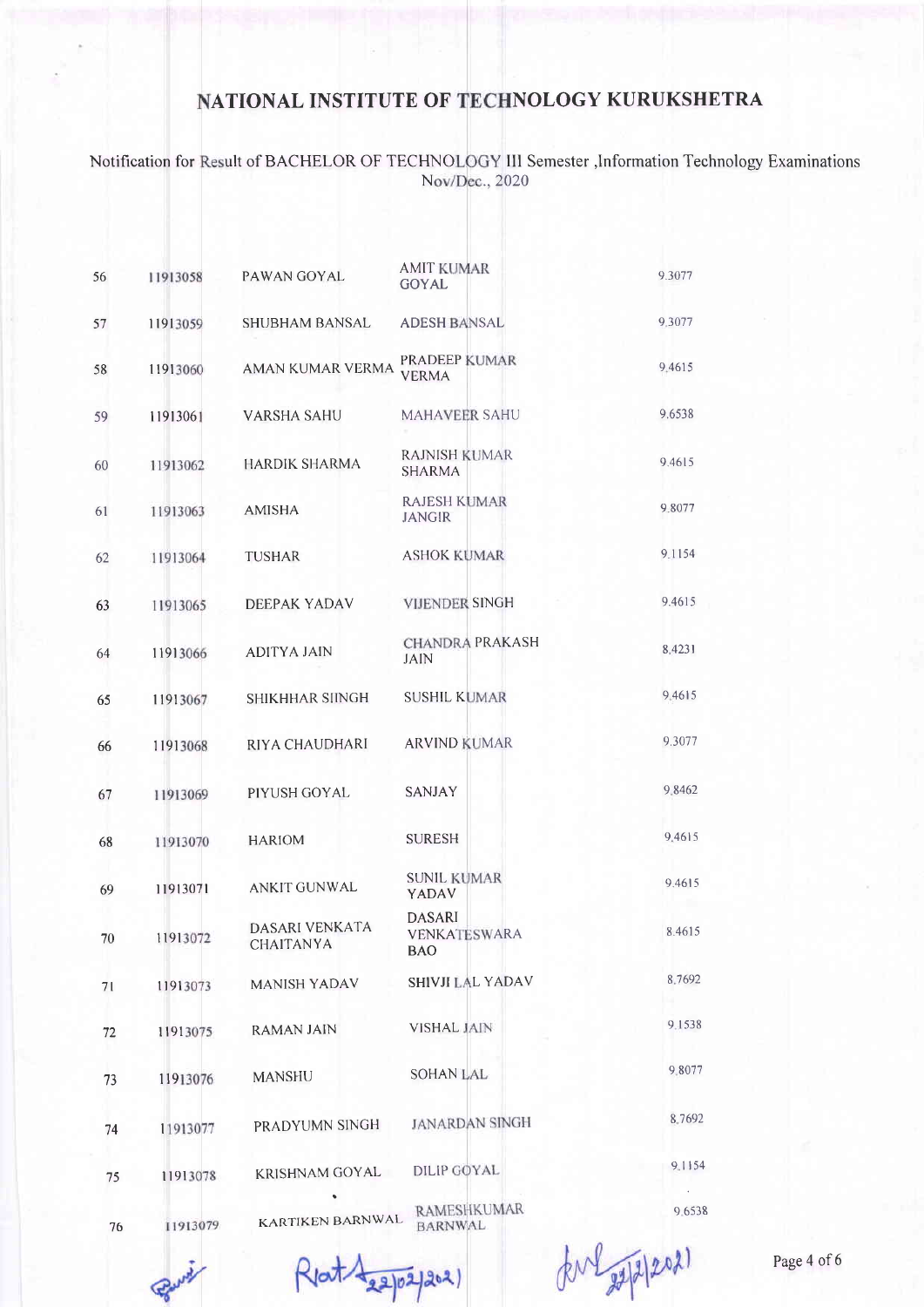# NATIONAL INSTITUTE OF TECHNOLOGY KURUKSHETRA

Notification for Result of BACHELOR OF TECHNOLOGY III Semester ,Information Technology Examinations Nov/Dec., 2020

| | | | | |
|---|---|---|---|---|
| 56 | 11913058 | PAWAN GOYAL | AMIT KUMAR GOYAL | 9.3077 |
| 57 | 11913059 | SHUBHAM BANSAL | ADESH BANSAL | 9.3077 |
| 58 | 11913060 | AMAN KUMAR VERMA | PRADEEP KUMAR VERMA | 9.4615 |
| 59 | 11913061 | VARSHA SAHU | MAHAVEER SAHU | 9.6538 |
| 60 | 11913062 | HARDIK SHARMA | RAJNISH KUMAR SHARMA | 9.4615 |
| 61 | 11913063 | AMISHA | RAJESH KUMAR JANGIR | 9.8077 |
| 62 | 11913064 | TUSHAR | ASHOK KUMAR | 9.1154 |
| 63 | 11913065 | DEEPAK YADAV | VIJENDER SINGH | 9.4615 |
| 64 | 11913066 | ADITYA JAIN | CHANDRA PRAKASH JAIN | 8.4231 |
| 65 | 11913067 | SHIKHHAR SIINGH | SUSHIL KUMAR | 9.4615 |
| 66 | 11913068 | RIYA CHAUDHARI | ARVIND KUMAR | 9.3077 |
| 67 | 11913069 | PIYUSH GOYAL | SANJAY | 9.8462 |
| 68 | 11913070 | HARIOM | SURESH | 9.4615 |
| 69 | 11913071 | ANKIT GUNWAL | SUNIL KUMAR YADAV | 9.4615 |
| 70 | 11913072 | DASARI VENKATA CHAITANYA | DASARI VENKATESWARA BAO | 8.4615 |
| 71 | 11913073 | MANISH YADAV | SHIVJI LAL YADAV | 8.7692 |
| 72 | 11913075 | RAMAN JAIN | VISHAL JAIN | 9.1538 |
| 73 | 11913076 | MANSHU | SOHAN LAL | 9.8077 |
| 74 | 11913077 | PRADYUMN SINGH | JANARDAN SINGH | 8.7692 |
| 75 | 11913078 | KRISHNAM GOYAL | DILIP GOYAL | 9.1154 |
| 76 | 11913079 | KARTIKEN BARNWAL | RAMESHKUMAR BARNWAL | 9.6538 |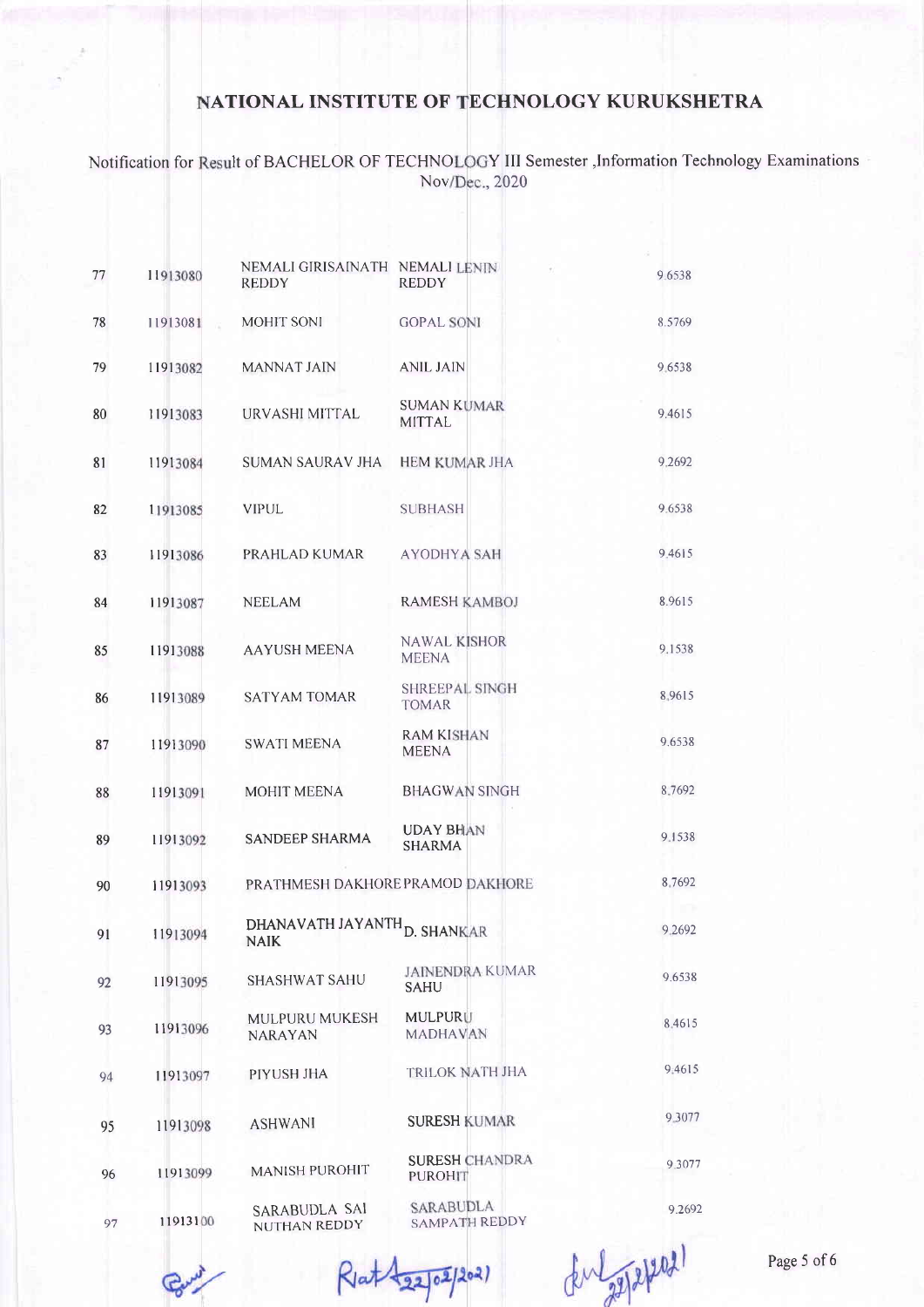# NATIONAL INSTITUTE OF TECHNOLOGY KURUKSHETRA

Notification for Result of BACHELOR OF TECHNOLOGY III Semester ,Information Technology Examinations Nov/Dec., 2020

| | | | | |
|---|---|---|---|---|
| 77 | 11913080 | NEMALI GIRISAINATH REDDY | NEMALI LENIN REDDY | 9.6538 |
| 78 | 11913081 | MOHIT SONI | GOPAL SONI | 8.5769 |
| 79 | 11913082 | MANNAT JAIN | ANIL JAIN | 9.6538 |
| 80 | 11913083 | URVASHI MITTAL | SUMAN KUMAR MITTAL | 9.4615 |
| 81 | 11913084 | SUMAN SAURAV JHA | HEM KUMAR JHA | 9.2692 |
| 82 | 11913085 | VIPUL | SUBHASH | 9.6538 |
| 83 | 11913086 | PRAHLAD KUMAR | AYODHYA SAH | 9.4615 |
| 84 | 11913087 | NEELAM | RAMESH KAMBOJ | 8.9615 |
| 85 | 11913088 | AAYUSH MEENA | NAWAL KISHOR MEENA | 9.1538 |
| 86 | 11913089 | SATYAM TOMAR | SHREEPAL SINGH TOMAR | 8.9615 |
| 87 | 11913090 | SWATI MEENA | RAM KISHAN MEENA | 9.6538 |
| 88 | 11913091 | MOHIT MEENA | BHAGWAN SINGH | 8.7692 |
| 89 | 11913092 | SANDEEP SHARMA | UDAY BHAN SHARMA | 9.1538 |
| 90 | 11913093 | PRATHMESH DAKHORE | PRAMOD DAKHORE | 8.7692 |
| 91 | 11913094 | DHANAVATH JAYANTH NAIK | D. SHANKAR | 9.2692 |
| 92 | 11913095 | SHASHWAT SAHU | JAINENDRA KUMAR SAHU | 9.6538 |
| 93 | 11913096 | MULPURU MUKESH NARAYAN | MULPURU MADHAVAN | 8.4615 |
| 94 | 11913097 | PIYUSH JHA | TRILOK NATH JHA | 9.4615 |
| 95 | 11913098 | ASHWANI | SURESH KUMAR | 9.3077 |
| 96 | 11913099 | MANISH PUROHIT | SURESH CHANDRA PUROHIT | 9.3077 |
| 97 | 11913100 | SARABUDLA SAI NUTHAN REDDY | SARABUDLA SAMPATH REDDY | 9.2692 |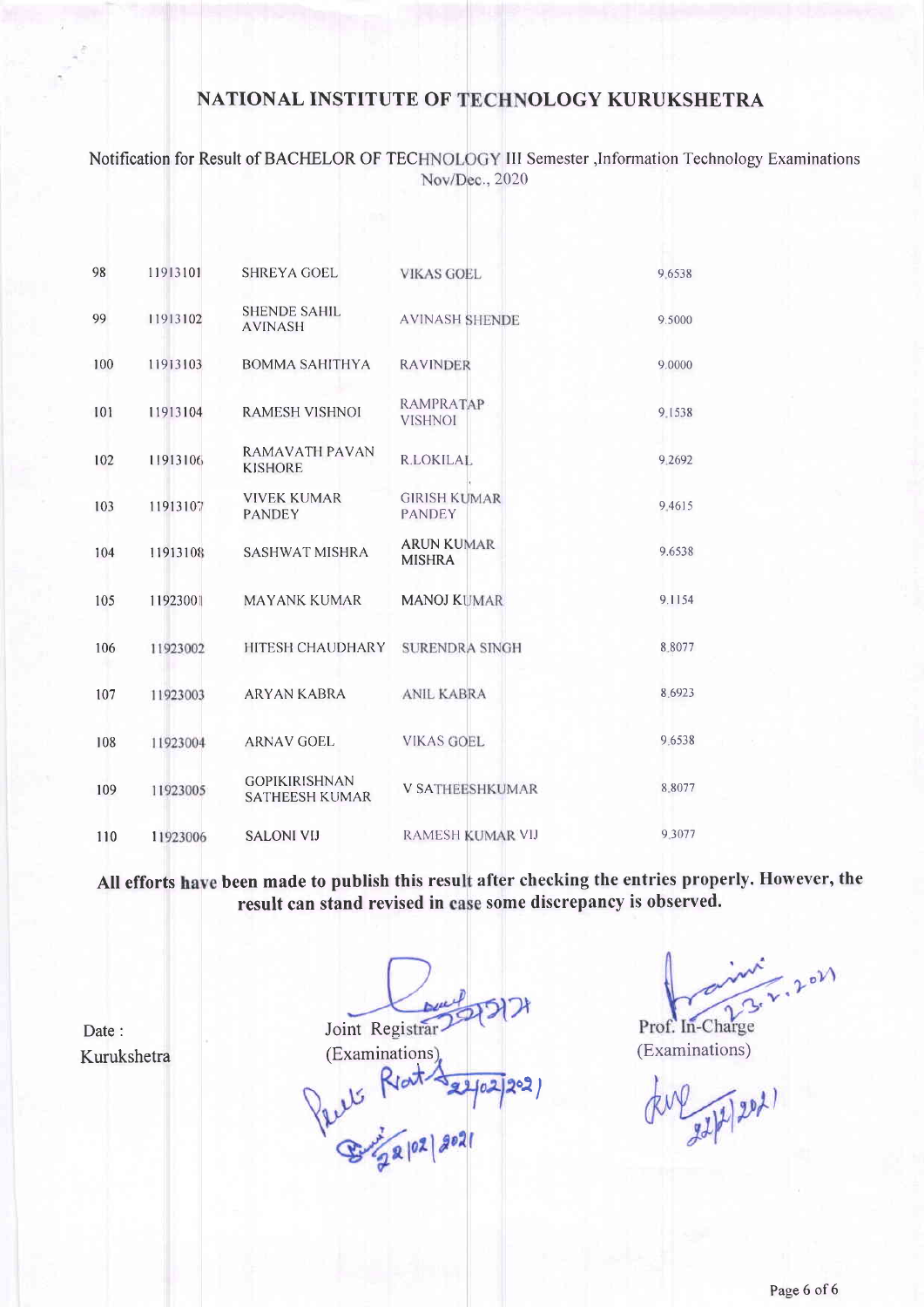# NATIONAL INSTITUTE OF TECHNOLOGY KURUKSHETRA

Notification for Result of BACHELOR OF TECHNOLOGY III Semester ,Information Technology Examinations Nov/Dec., 2020

| | | | | |
|---|---|---|---|---|
| 98 | 11913101 | SHREYA GOEL | VIKAS GOEL | 9.6538 |
| 99 | 11913102 | SHENDE SAHIL AVINASH | AVINASH SHENDE | 9.5000 |
| 100 | 11913103 | BOMMA SAHITHYA | RAVINDER | 9.0000 |
| 101 | 11913104 | RAMESH VISHNOI | RAMPRATAP VISHNOI | 9.1538 |
| 102 | 11913106 | RAMAVATH PAVAN KISHORE | R.LOKILAL | 9.2692 |
| 103 | 11913107 | VIVEK KUMAR PANDEY | GIRISH KUMAR PANDEY | 9.4615 |
| 104 | 11913108 | SASHWAT MISHRA | ARUN KUMAR MISHRA | 9.6538 |
| 105 | 11923001 | MAYANK KUMAR | MANOJ KUMAR | 9.1154 |
| 106 | 11923002 | HITESH CHAUDHARY | SURENDRA SINGH | 8.8077 |
| 107 | 11923003 | ARYAN KABRA | ANIL KABRA | 8.6923 |
| 108 | 11923004 | ARNAV GOEL | VIKAS GOEL | 9.6538 |
| 109 | 11923005 | GOPIKIRISHNAN SATHEESH KUMAR | V SATHEESHKUMAR | 8.8077 |
| 110 | 11923006 | SALONI VIJ | RAMESH KUMAR VIJ | 9.3077 |

**All efforts have been made to publish this result after checking the entries properly. However, the result can stand revised in case some discrepancy is observed.**

Date :
Kurukshetra

Joint Registrar
(Examinations)

Prof. In-Charge
(Examinations)